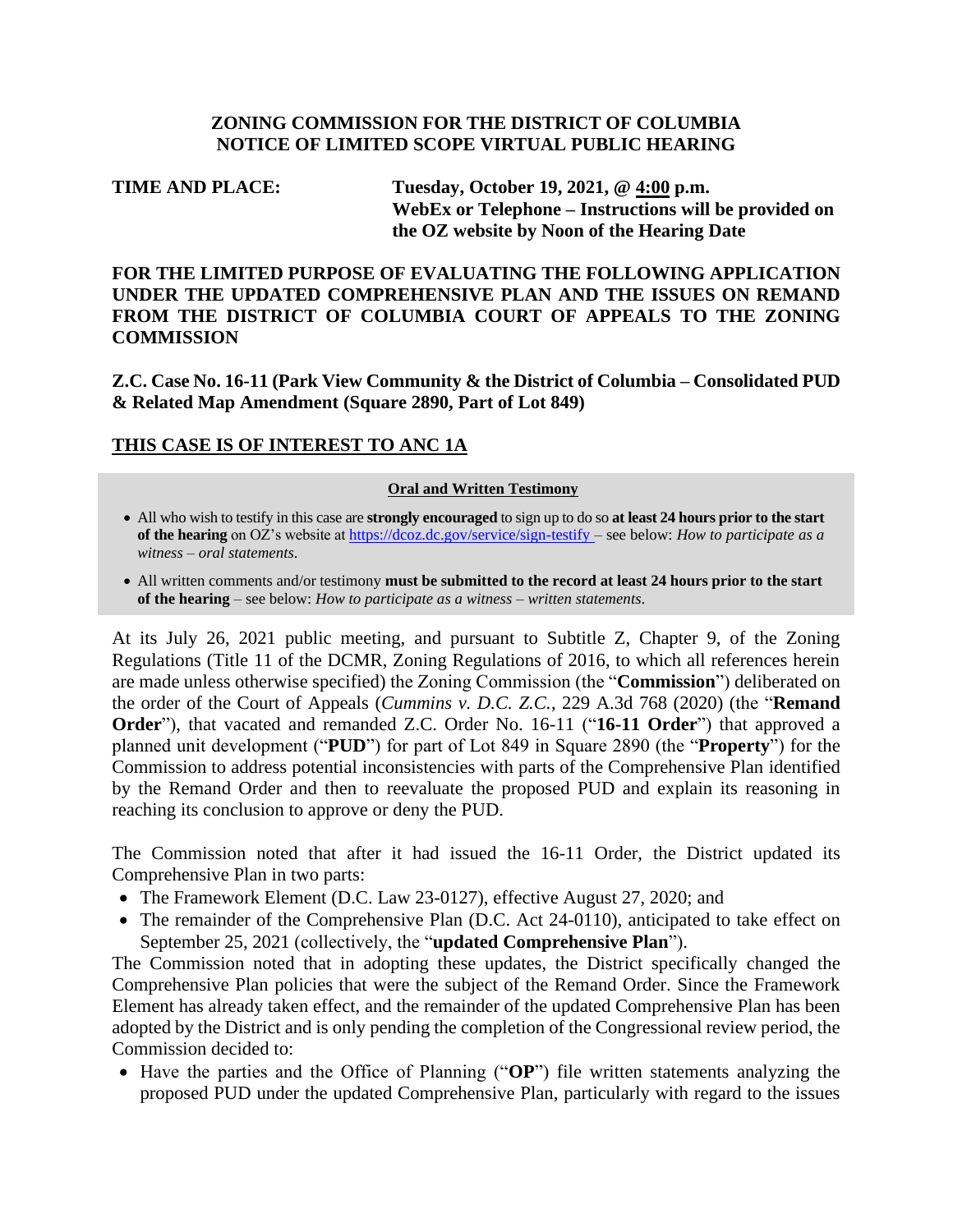**ZONING COMMISSION FOR THE DISTRICT OF COLUMBIA**
**NOTICE OF LIMITED SCOPE VIRTUAL PUBLIC HEARING**

**TIME AND PLACE:** **Tuesday, October 19, 2021, @ 4:00 p.m.**
**WebEx or Telephone – Instructions will be provided on the OZ website by Noon of the Hearing Date**

**FOR THE LIMITED PURPOSE OF EVALUATING THE FOLLOWING APPLICATION UNDER THE UPDATED COMPREHENSIVE PLAN AND THE ISSUES ON REMAND FROM THE DISTRICT OF COLUMBIA COURT OF APPEALS TO THE ZONING COMMISSION**

**Z.C. Case No. 16-11 (Park View Community & the District of Columbia – Consolidated PUD & Related Map Amendment (Square 2890, Part of Lot 849)**

**THIS CASE IS OF INTEREST TO ANC 1A**

**Oral and Written Testimony**

- All who wish to testify in this case are **strongly encouraged** to sign up to do so **at least 24 hours prior to the start of the hearing** on OZ's website at https://dcoz.dc.gov/service/sign-testify – see below: *How to participate as a witness – oral statements.*
- All written comments and/or testimony **must be submitted to the record at least 24 hours prior to the start of the hearing** – see below: *How to participate as a witness – written statements.*

At its July 26, 2021 public meeting, and pursuant to Subtitle Z, Chapter 9, of the Zoning Regulations (Title 11 of the DCMR, Zoning Regulations of 2016, to which all references herein are made unless otherwise specified) the Zoning Commission (the "**Commission**") deliberated on the order of the Court of Appeals (*Cummins v. D.C. Z.C.*, 229 A.3d 768 (2020) (the "**Remand Order**"), that vacated and remanded Z.C. Order No. 16-11 ("**16-11 Order**") that approved a planned unit development ("**PUD**") for part of Lot 849 in Square 2890 (the "**Property**") for the Commission to address potential inconsistencies with parts of the Comprehensive Plan identified by the Remand Order and then to reevaluate the proposed PUD and explain its reasoning in reaching its conclusion to approve or deny the PUD.

The Commission noted that after it had issued the 16-11 Order, the District updated its Comprehensive Plan in two parts:

- The Framework Element (D.C. Law 23-0127), effective August 27, 2020; and
- The remainder of the Comprehensive Plan (D.C. Act 24-0110), anticipated to take effect on September 25, 2021 (collectively, the "**updated Comprehensive Plan**").

The Commission noted that in adopting these updates, the District specifically changed the Comprehensive Plan policies that were the subject of the Remand Order. Since the Framework Element has already taken effect, and the remainder of the updated Comprehensive Plan has been adopted by the District and is only pending the completion of the Congressional review period, the Commission decided to:

- Have the parties and the Office of Planning ("**OP**") file written statements analyzing the proposed PUD under the updated Comprehensive Plan, particularly with regard to the issues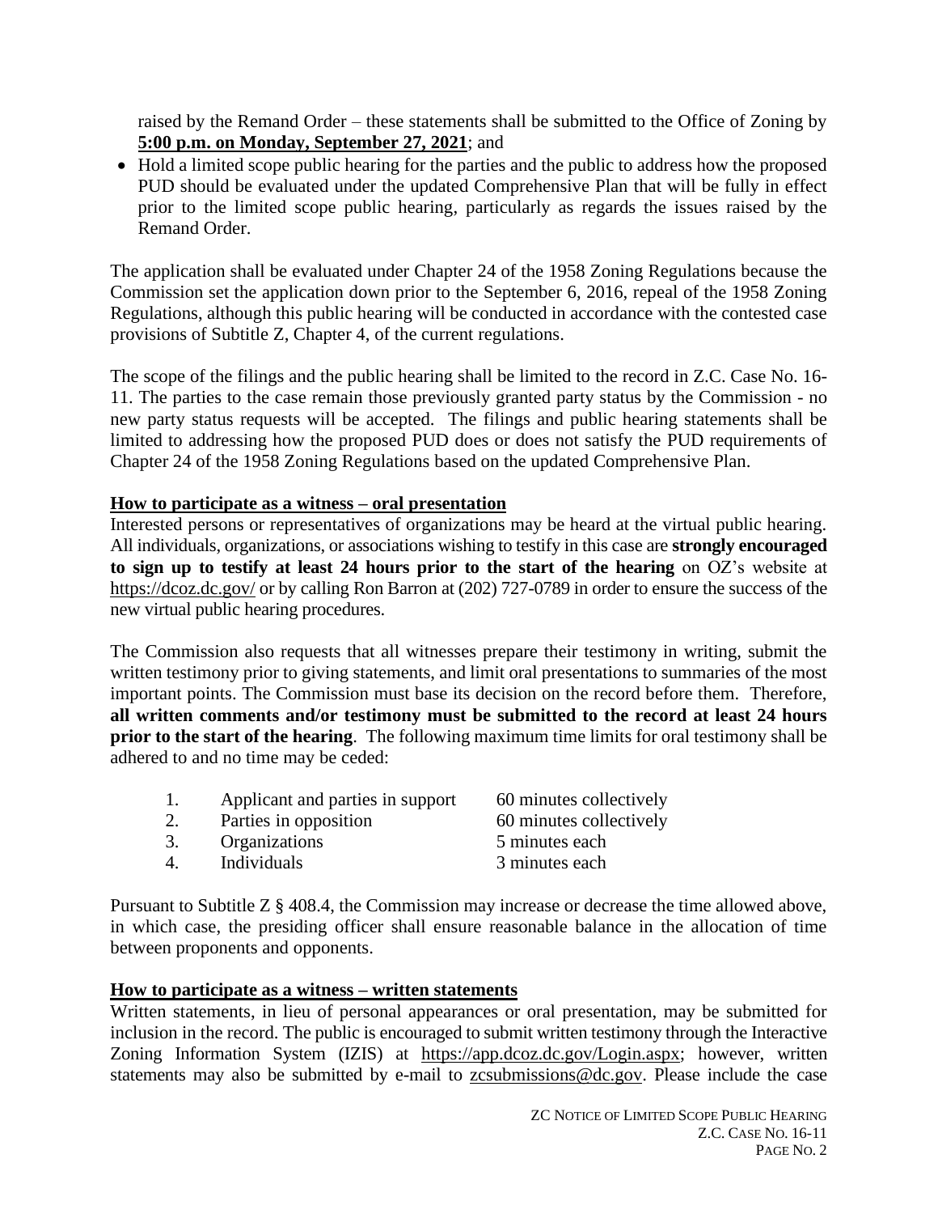raised by the Remand Order – these statements shall be submitted to the Office of Zoning by **5:00 p.m. on Monday, September 27, 2021**; and

- Hold a limited scope public hearing for the parties and the public to address how the proposed PUD should be evaluated under the updated Comprehensive Plan that will be fully in effect prior to the limited scope public hearing, particularly as regards the issues raised by the Remand Order.

The application shall be evaluated under Chapter 24 of the 1958 Zoning Regulations because the Commission set the application down prior to the September 6, 2016, repeal of the 1958 Zoning Regulations, although this public hearing will be conducted in accordance with the contested case provisions of Subtitle Z, Chapter 4, of the current regulations.

The scope of the filings and the public hearing shall be limited to the record in Z.C. Case No. 16-11. The parties to the case remain those previously granted party status by the Commission - no new party status requests will be accepted. The filings and public hearing statements shall be limited to addressing how the proposed PUD does or does not satisfy the PUD requirements of Chapter 24 of the 1958 Zoning Regulations based on the updated Comprehensive Plan.

**How to participate as a witness – oral presentation**

Interested persons or representatives of organizations may be heard at the virtual public hearing. All individuals, organizations, or associations wishing to testify in this case are **strongly encouraged to sign up to testify at least 24 hours prior to the start of the hearing** on OZ's website at https://dcoz.dc.gov/ or by calling Ron Barron at (202) 727-0789 in order to ensure the success of the new virtual public hearing procedures.

The Commission also requests that all witnesses prepare their testimony in writing, submit the written testimony prior to giving statements, and limit oral presentations to summaries of the most important points. The Commission must base its decision on the record before them. Therefore, **all written comments and/or testimony must be submitted to the record at least 24 hours prior to the start of the hearing**. The following maximum time limits for oral testimony shall be adhered to and no time may be ceded:

1. Applicant and parties in support — 60 minutes collectively
2. Parties in opposition — 60 minutes collectively
3. Organizations — 5 minutes each
4. Individuals — 3 minutes each

Pursuant to Subtitle Z § 408.4, the Commission may increase or decrease the time allowed above, in which case, the presiding officer shall ensure reasonable balance in the allocation of time between proponents and opponents.

**How to participate as a witness – written statements**

Written statements, in lieu of personal appearances or oral presentation, may be submitted for inclusion in the record. The public is encouraged to submit written testimony through the Interactive Zoning Information System (IZIS) at https://app.dcoz.dc.gov/Login.aspx; however, written statements may also be submitted by e-mail to zcsubmissions@dc.gov. Please include the case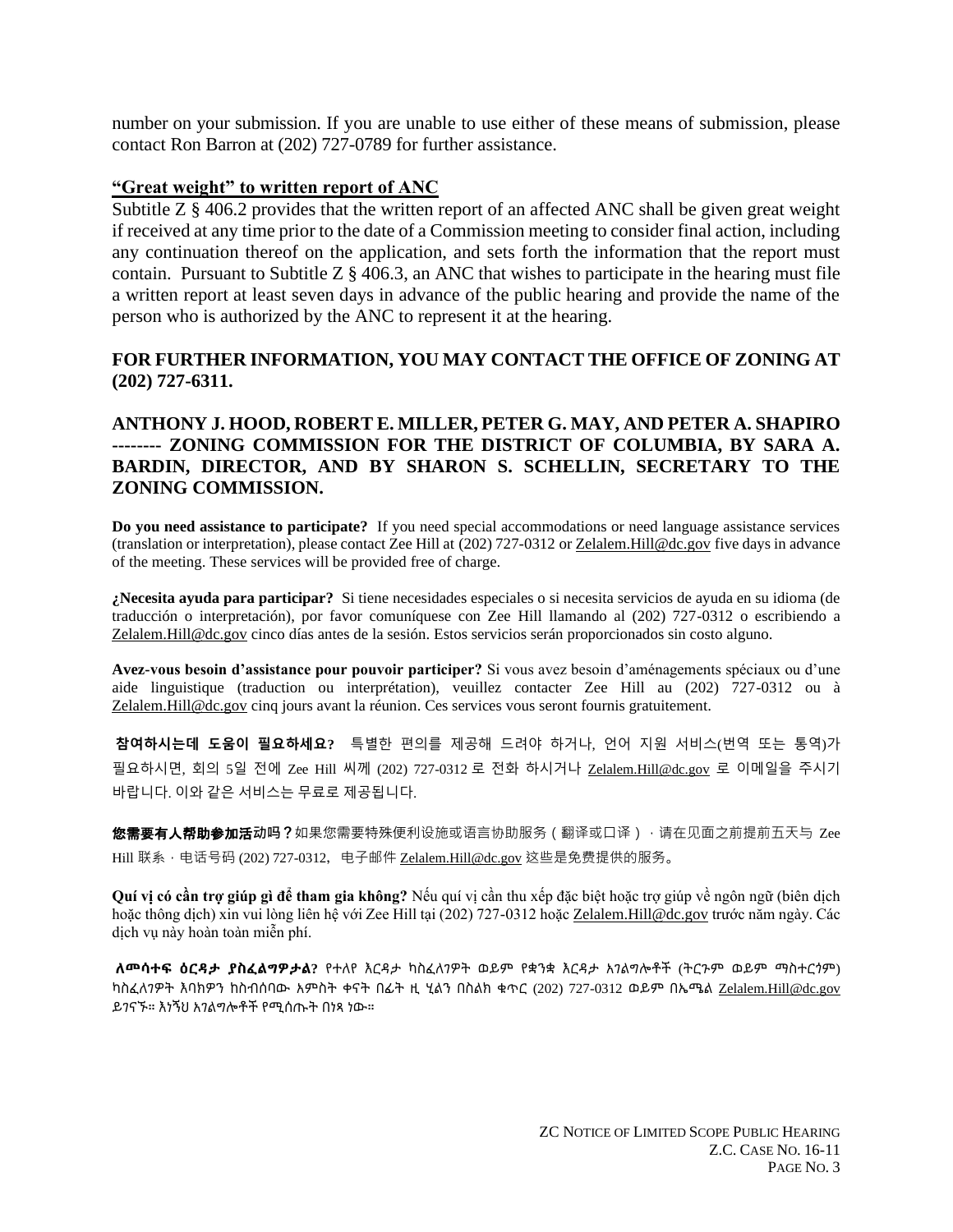number on your submission. If you are unable to use either of these means of submission, please contact Ron Barron at (202) 727-0789 for further assistance.

## "Great weight" to written report of ANC

Subtitle Z § 406.2 provides that the written report of an affected ANC shall be given great weight if received at any time prior to the date of a Commission meeting to consider final action, including any continuation thereof on the application, and sets forth the information that the report must contain. Pursuant to Subtitle Z § 406.3, an ANC that wishes to participate in the hearing must file a written report at least seven days in advance of the public hearing and provide the name of the person who is authorized by the ANC to represent it at the hearing.

**FOR FURTHER INFORMATION, YOU MAY CONTACT THE OFFICE OF ZONING AT (202) 727-6311.**

**ANTHONY J. HOOD, ROBERT E. MILLER, PETER G. MAY, AND PETER A. SHAPIRO -------- ZONING COMMISSION FOR THE DISTRICT OF COLUMBIA, BY SARA A. BARDIN, DIRECTOR, AND BY SHARON S. SCHELLIN, SECRETARY TO THE ZONING COMMISSION.**

**Do you need assistance to participate?** If you need special accommodations or need language assistance services (translation or interpretation), please contact Zee Hill at (202) 727-0312 or Zelalem.Hill@dc.gov five days in advance of the meeting. These services will be provided free of charge.

**¿Necesita ayuda para participar?** Si tiene necesidades especiales o si necesita servicios de ayuda en su idioma (de traducción o interpretación), por favor comuníquese con Zee Hill llamando al (202) 727-0312 o escribiendo a Zelalem.Hill@dc.gov cinco días antes de la sesión. Estos servicios serán proporcionados sin costo alguno.

**Avez-vous besoin d'assistance pour pouvoir participer?** Si vous avez besoin d'aménagements spéciaux ou d'une aide linguistique (traduction ou interprétation), veuillez contacter Zee Hill au (202) 727-0312 ou à Zelalem.Hill@dc.gov cinq jours avant la réunion. Ces services vous seront fournis gratuitement.

**참여하시는데 도움이 필요하세요?** 특별한 편의를 제공해 드려야 하거나, 언어 지원 서비스(번역 또는 통역)가 필요하시면, 회의 5일 전에 Zee Hill 씨께 (202) 727-0312 로 전화 하시거나 Zelalem.Hill@dc.gov 로 이메일을 주시기 바랍니다. 이와 같은 서비스는 무료로 제공됩니다.

**您需要有人帮助参加活动吗？**如果您需要特殊便利设施或语言协助服务（翻译或口译），请在见面之前提前五天与 Zee Hill 联系，电话号码 (202) 727-0312, 电子邮件 Zelalem.Hill@dc.gov 这些是免费提供的服务。

**Quí vị có cần trợ giúp gì để tham gia không?** Nếu quí vị cần thu xếp đặc biệt hoặc trợ giúp về ngôn ngữ (biên dịch hoặc thông dịch) xin vui lòng liên hệ với Zee Hill tại (202) 727-0312 hoặc Zelalem.Hill@dc.gov trước năm ngày. Các dịch vụ này hoàn toàn miễn phí.

**ለመሳተፍ ዕርዳታ ያስፈልግዎታል?** የተለየ እርዳታ ካስፈለገዎት ወይም የቋንቋ እርዳታ አገልግሎቶች (ትርጉም ወይም ማስተርጎም) ካስፈለገዎት እባክዎን ከስብሰባው አምስት ቀናት በፊት ዚ ሂልን በስልክ ቁጥር (202) 727-0312 ወይም በኤሜል Zelalem.Hill@dc.gov ይገናኙ። እነኝህ አገልግሎቶች የሚሰጡት በነጻ ነው።